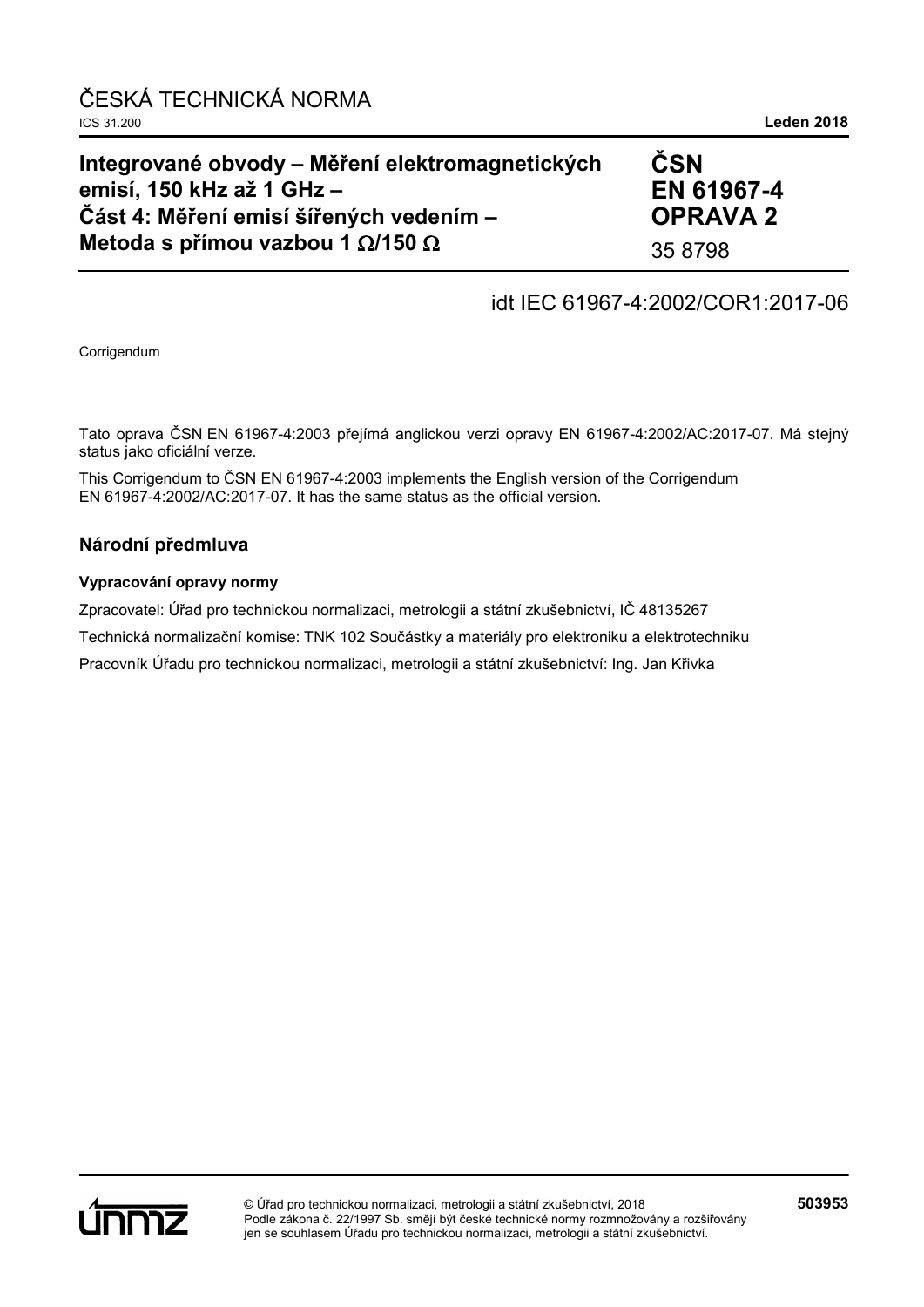ČESKÁ TECHNICKÁ NORMA

ICS 31.200 **Leden 2018**

# Integrované obvody – Měření elektromagnetických emisí, 150 kHz až 1 GHz – Část 4: Měření emisí šířených vedením – Metoda s přímou vazbou 1 Ω/150 Ω

**ČSN EN 61967-4 OPRAVA 2**

35 8798

idt IEC 61967-4:2002/COR1:2017-06

Corrigendum

Tato oprava ČSN EN 61967-4:2003 přejímá anglickou verzi opravy EN 61967-4:2002/AC:2017-07. Má stejný status jako oficiální verze.

This Corrigendum to ČSN EN 61967-4:2003 implements the English version of the Corrigendum EN 61967-4:2002/AC:2017-07. It has the same status as the official version.

## Národní předmluva

### Vypracování opravy normy

Zpracovatel: Úřad pro technickou normalizaci, metrologii a státní zkušebnictví, IČ 48135267

Technická normalizační komise: TNK 102 Součástky a materiály pro elektroniku a elektrotechniku

Pracovník Úřadu pro technickou normalizaci, metrologii a státní zkušebnictví: Ing. Jan Křivka

© Úřad pro technickou normalizaci, metrologii a státní zkušebnictví, 2018
Podle zákona č. 22/1997 Sb. smějí být české technické normy rozmnožovány a rozšiřovány jen se souhlasem Úřadu pro technickou normalizaci, metrologii a státní zkušebnictví.

**503953**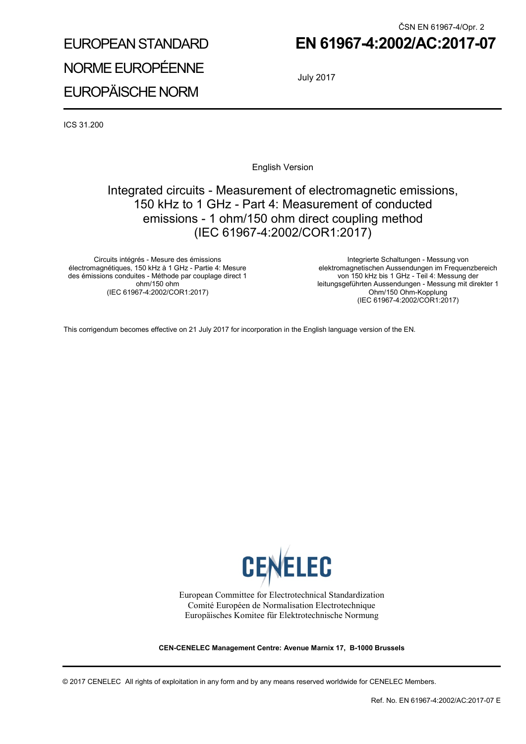ČSN EN 61967-4/Opr. 2

# EUROPEAN STANDARD
# NORME EUROPÉENNE
# EUROPÄISCHE NORM

**EN 61967-4:2002/AC:2017-07**

July 2017

ICS 31.200

English Version

## Integrated circuits - Measurement of electromagnetic emissions, 150 kHz to 1 GHz - Part 4: Measurement of conducted emissions - 1 ohm/150 ohm direct coupling method (IEC 61967-4:2002/COR1:2017)

Circuits intégrés - Mesure des émissions électromagnétiques, 150 kHz à 1 GHz - Partie 4: Mesure des émissions conduites - Méthode par couplage direct 1 ohm/150 ohm (IEC 61967-4:2002/COR1:2017)

Integrierte Schaltungen - Messung von elektromagnetischen Aussendungen im Frequenzbereich von 150 kHz bis 1 GHz - Teil 4: Messung der leitungsgeführten Aussendungen - Messung mit direkter 1 Ohm/150 Ohm-Kopplung (IEC 61967-4:2002/COR1:2017)

This corrigendum becomes effective on 21 July 2017 for incorporation in the English language version of the EN.

CENELEC

European Committee for Electrotechnical Standardization
Comité Européen de Normalisation Electrotechnique
Europäisches Komitee für Elektrotechnische Normung

**CEN-CENELEC Management Centre: Avenue Marnix 17, B-1000 Brussels**

© 2017 CENELEC All rights of exploitation in any form and by any means reserved worldwide for CENELEC Members.

Ref. No. EN 61967-4:2002/AC:2017-07 E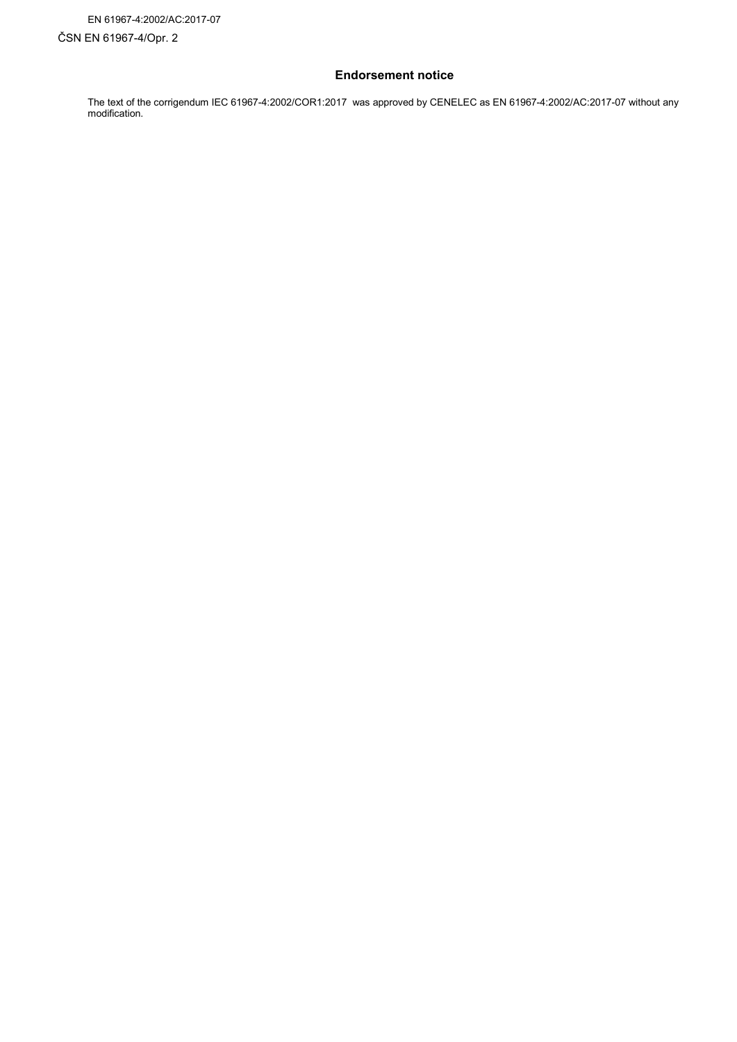## Endorsement notice

The text of the corrigendum IEC 61967-4:2002/COR1:2017 was approved by CENELEC as EN 61967-4:2002/AC:2017-07 without any modification.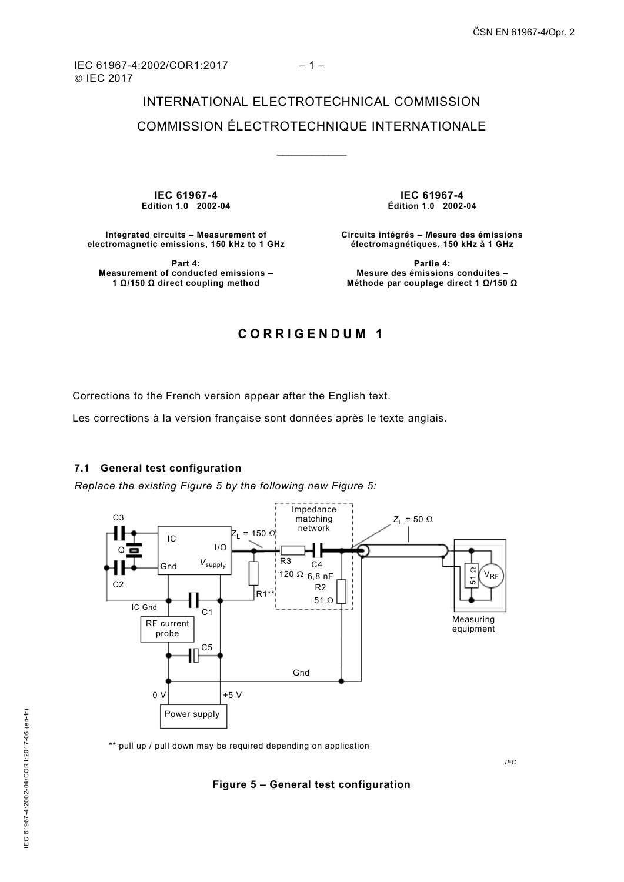IEC 61967-4:2002/COR1:2017
© IEC 2017

INTERNATIONAL ELECTROTECHNICAL COMMISSION

COMMISSION ÉLECTROTECHNIQUE INTERNATIONALE

___________

| **IEC 61967-4**<br>**Edition 1.0 2002-04** | **IEC 61967-4**<br>**Édition 1.0 2002-04** |
|---|---|
| **Integrated circuits – Measurement of electromagnetic emissions, 150 kHz to 1 GHz** | **Circuits intégrés – Mesure des émissions électromagnétiques, 150 kHz à 1 GHz** |
| **Part 4: Measurement of conducted emissions – 1 Ω/150 Ω direct coupling method** | **Partie 4: Mesure des émissions conduites – Méthode par couplage direct 1 Ω/150 Ω** |

## CORRIGENDUM 1

Corrections to the French version appear after the English text.

Les corrections à la version française sont données après le texte anglais.

### 7.1 General test configuration

*Replace the existing Figure 5 by the following new Figure 5:*

** pull up / pull down may be required depending on application

**Figure 5 – General test configuration**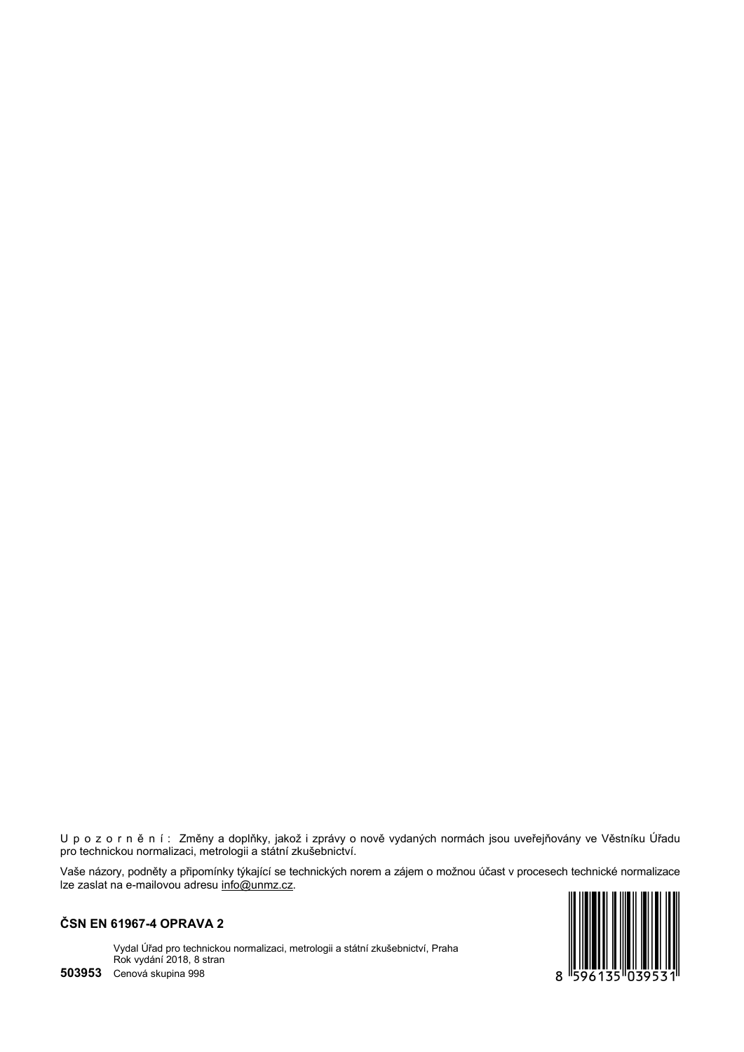U p o z o r n ě n í : Změny a doplňky, jakož i zprávy o nově vydaných normách jsou uveřejňovány ve Věstníku Úřadu pro technickou normalizaci, metrologii a státní zkušebnictví.

Vaše názory, podněty a připomínky týkající se technických norem a zájem o možnou účast v procesech technické normalizace lze zaslat na e-mailovou adresu info@unmz.cz.

**ČSN EN 61967-4 OPRAVA 2**

Vydal Úřad pro technickou normalizaci, metrologii a státní zkušebnictví, Praha
Rok vydání 2018, 8 stran

**503953** Cenová skupina 998

8 596135 039531